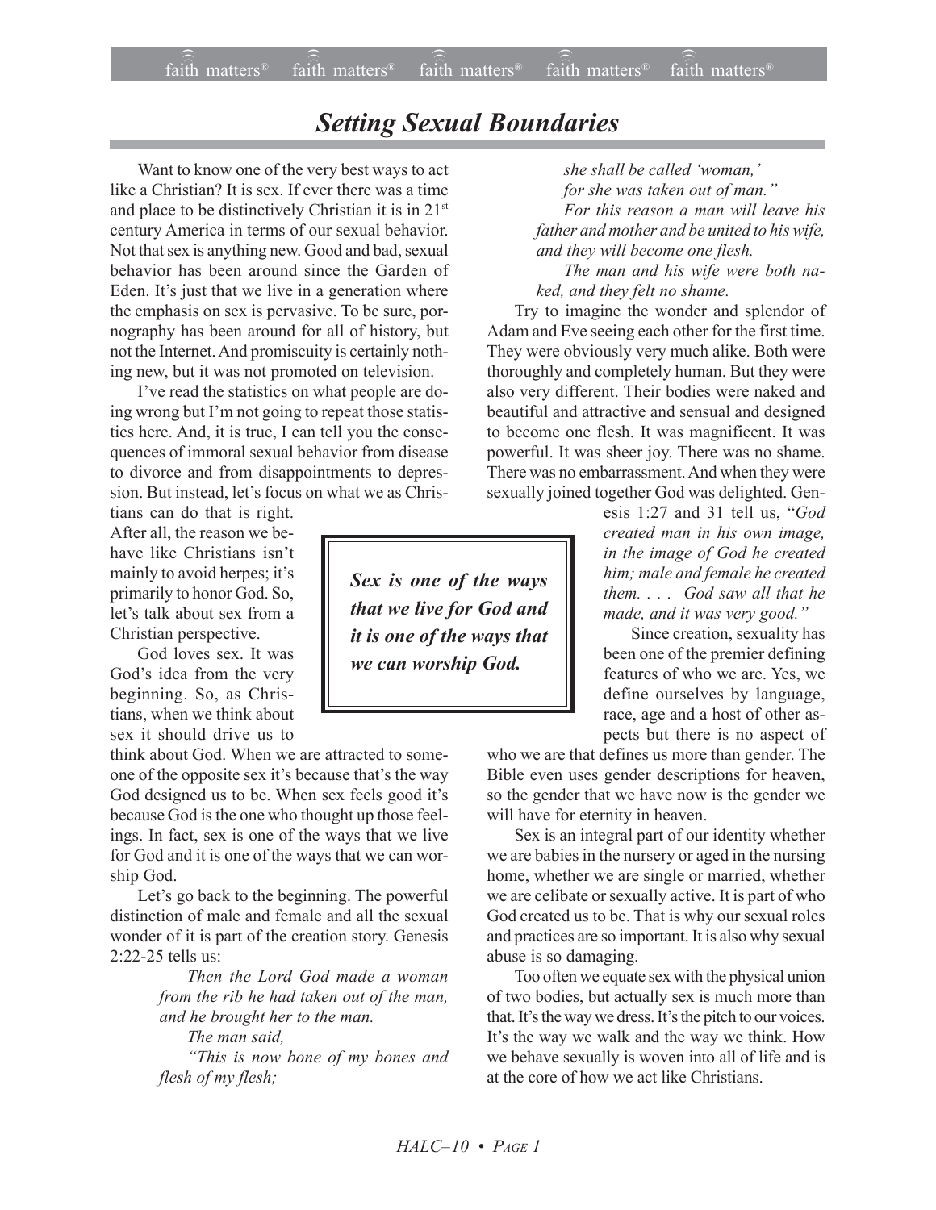# *Setting Sexual Boundaries*

Want to know one of the very best ways to act like a Christian? It is sex. If ever there was a time and place to be distinctively Christian it is in 21st century America in terms of our sexual behavior. Not that sex is anything new. Good and bad, sexual behavior has been around since the Garden of Eden. It's just that we live in a generation where the emphasis on sex is pervasive. To be sure, pornography has been around for all of history, but not the Internet. And promiscuity is certainly nothing new, but it was not promoted on television.

I've read the statistics on what people are doing wrong but I'm not going to repeat those statistics here. And, it is true, I can tell you the consequences of immoral sexual behavior from disease to divorce and from disappointments to depression. But instead, let's focus on what we as Christians can do that is right. After all, the reason we behave like Christians isn't mainly to avoid herpes; it's primarily to honor God. So, let's talk about sex from a Christian perspective.

God loves sex. It was God's idea from the very beginning. So, as Christians, when we think about sex it should drive us to think about God. When we are attracted to someone of the opposite sex it's because that's the way God designed us to be. When sex feels good it's because God is the one who thought up those feelings. In fact, sex is one of the ways that we live for God and it is one of the ways that we can worship God.

> ***Sex is one of the ways that we live for God and it is one of the ways that we can worship God.***

Let's go back to the beginning. The powerful distinction of male and female and all the sexual wonder of it is part of the creation story. Genesis 2:22-25 tells us:

> *Then the Lord God made a woman from the rib he had taken out of the man, and he brought her to the man.*
>
> *The man said,*
>
> *"This is now bone of my bones and flesh of my flesh;*
> *she shall be called 'woman,'*
> *for she was taken out of man."*
>
> *For this reason a man will leave his father and mother and be united to his wife, and they will become one flesh.*
>
> *The man and his wife were both naked, and they felt no shame.*

Try to imagine the wonder and splendor of Adam and Eve seeing each other for the first time. They were obviously very much alike. Both were thoroughly and completely human. But they were also very different. Their bodies were naked and beautiful and attractive and sensual and designed to become one flesh. It was magnificent. It was powerful. It was sheer joy. There was no shame. There was no embarrassment. And when they were sexually joined together God was delighted. Genesis 1:27 and 31 tell us, "*God created man in his own image, in the image of God he created him; male and female he created them. . . . God saw all that he made, and it was very good.*"

Since creation, sexuality has been one of the premier defining features of who we are. Yes, we define ourselves by language, race, age and a host of other aspects but there is no aspect of who we are that defines us more than gender. The Bible even uses gender descriptions for heaven, so the gender that we have now is the gender we will have for eternity in heaven.

Sex is an integral part of our identity whether we are babies in the nursery or aged in the nursing home, whether we are single or married, whether we are celibate or sexually active. It is part of who God created us to be. That is why our sexual roles and practices are so important. It is also why sexual abuse is so damaging.

Too often we equate sex with the physical union of two bodies, but actually sex is much more than that. It's the way we dress. It's the pitch to our voices. It's the way we walk and the way we think. How we behave sexually is woven into all of life and is at the core of how we act like Christians.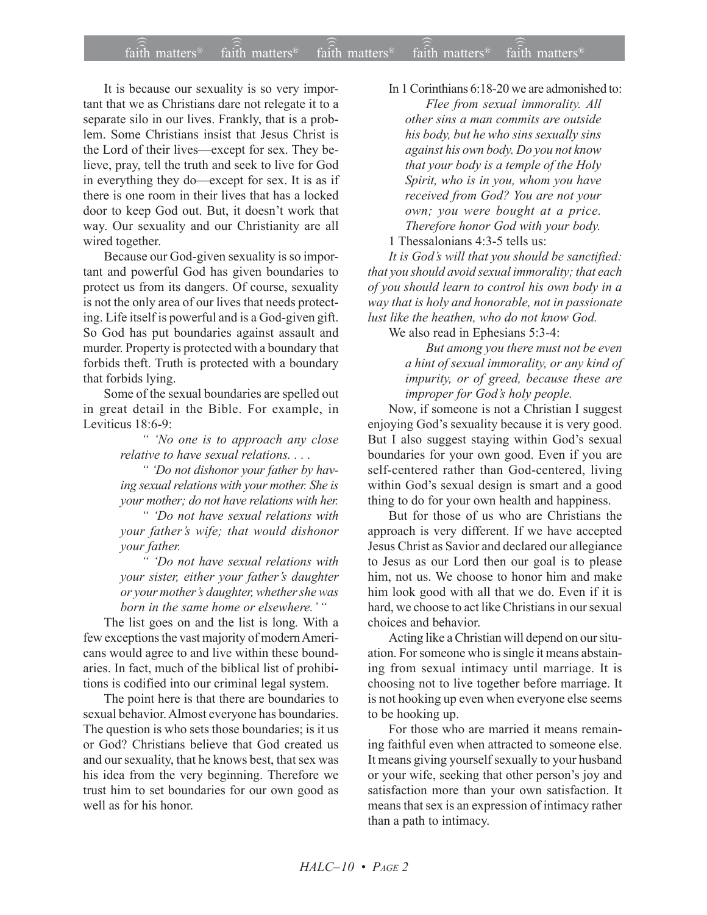It is because our sexuality is so very important that we as Christians dare not relegate it to a separate silo in our lives. Frankly, that is a problem. Some Christians insist that Jesus Christ is the Lord of their lives—except for sex. They believe, pray, tell the truth and seek to live for God in everything they do—except for sex. It is as if there is one room in their lives that has a locked door to keep God out. But, it doesn't work that way. Our sexuality and our Christianity are all wired together.

Because our God-given sexuality is so important and powerful God has given boundaries to protect us from its dangers. Of course, sexuality is not the only area of our lives that needs protecting. Life itself is powerful and is a God-given gift. So God has put boundaries against assault and murder. Property is protected with a boundary that forbids theft. Truth is protected with a boundary that forbids lying.

Some of the sexual boundaries are spelled out in great detail in the Bible. For example, in Leviticus 18:6-9:

> *" 'No one is to approach any close relative to have sexual relations. . . .*
>
> *" 'Do not dishonor your father by having sexual relations with your mother. She is your mother; do not have relations with her.*
>
> *" 'Do not have sexual relations with your father's wife; that would dishonor your father.*
>
> *" 'Do not have sexual relations with your sister, either your father's daughter or your mother's daughter, whether she was born in the same home or elsewhere.' "*

The list goes on and the list is long. With a few exceptions the vast majority of modern Americans would agree to and live within these boundaries. In fact, much of the biblical list of prohibitions is codified into our criminal legal system.

The point here is that there are boundaries to sexual behavior. Almost everyone has boundaries. The question is who sets those boundaries; is it us or God? Christians believe that God created us and our sexuality, that he knows best, that sex was his idea from the very beginning. Therefore we trust him to set boundaries for our own good as well as for his honor.

In 1 Corinthians 6:18-20 we are admonished to:

> *Flee from sexual immorality. All other sins a man commits are outside his body, but he who sins sexually sins against his own body. Do you not know that your body is a temple of the Holy Spirit, who is in you, whom you have received from God? You are not your own; you were bought at a price. Therefore honor God with your body.*

1 Thessalonians 4:3-5 tells us:

*It is God's will that you should be sanctified: that you should avoid sexual immorality; that each of you should learn to control his own body in a way that is holy and honorable, not in passionate lust like the heathen, who do not know God.*

We also read in Ephesians 5:3-4:

> *But among you there must not be even a hint of sexual immorality, or any kind of impurity, or of greed, because these are improper for God's holy people.*

Now, if someone is not a Christian I suggest enjoying God's sexuality because it is very good. But I also suggest staying within God's sexual boundaries for your own good. Even if you are self-centered rather than God-centered, living within God's sexual design is smart and a good thing to do for your own health and happiness.

But for those of us who are Christians the approach is very different. If we have accepted Jesus Christ as Savior and declared our allegiance to Jesus as our Lord then our goal is to please him, not us. We choose to honor him and make him look good with all that we do. Even if it is hard, we choose to act like Christians in our sexual choices and behavior.

Acting like a Christian will depend on our situation. For someone who is single it means abstaining from sexual intimacy until marriage. It is choosing not to live together before marriage. It is not hooking up even when everyone else seems to be hooking up.

For those who are married it means remaining faithful even when attracted to someone else. It means giving yourself sexually to your husband or your wife, seeking that other person's joy and satisfaction more than your own satisfaction. It means that sex is an expression of intimacy rather than a path to intimacy.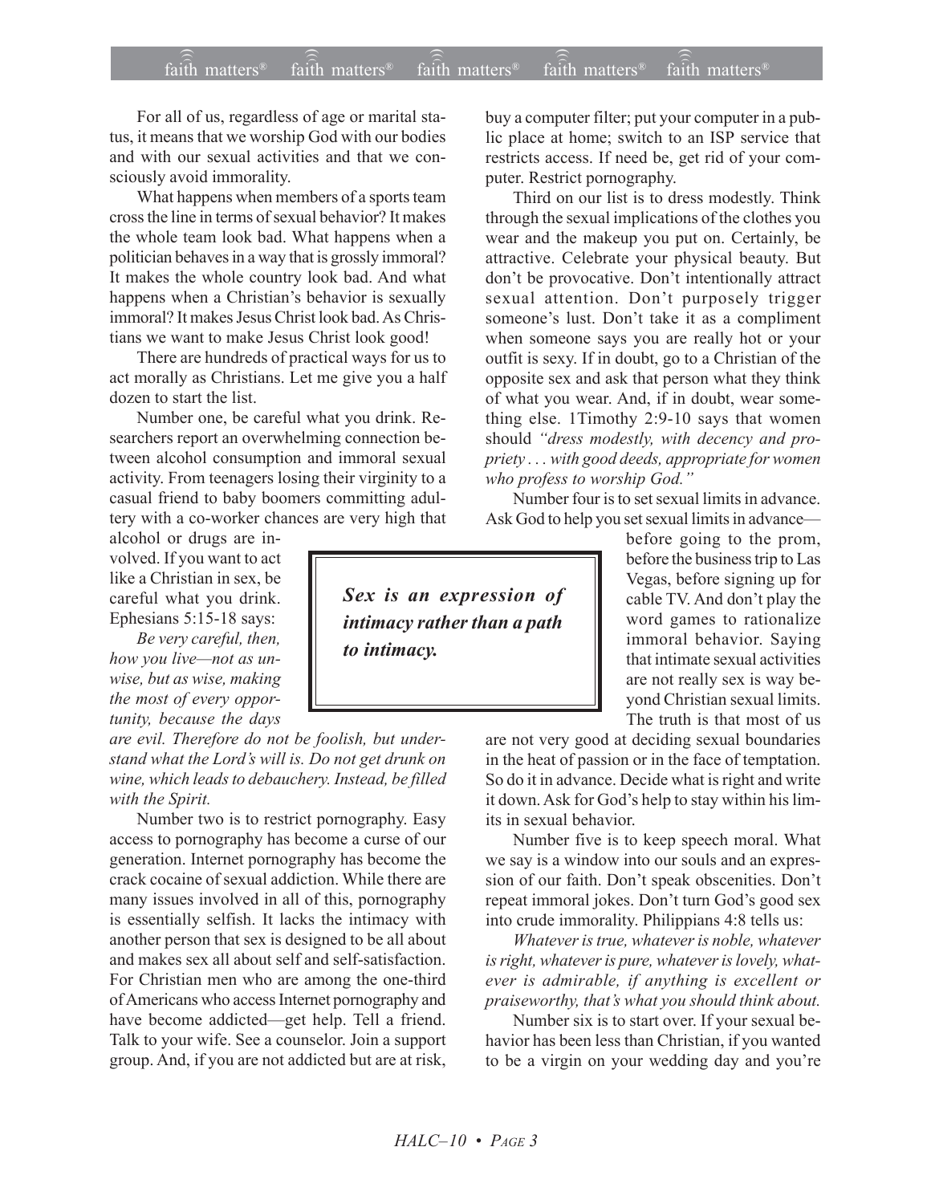For all of us, regardless of age or marital status, it means that we worship God with our bodies and with our sexual activities and that we consciously avoid immorality.

What happens when members of a sports team cross the line in terms of sexual behavior? It makes the whole team look bad. What happens when a politician behaves in a way that is grossly immoral? It makes the whole country look bad. And what happens when a Christian's behavior is sexually immoral? It makes Jesus Christ look bad. As Christians we want to make Jesus Christ look good!

There are hundreds of practical ways for us to act morally as Christians. Let me give you a half dozen to start the list.

Number one, be careful what you drink. Researchers report an overwhelming connection between alcohol consumption and immoral sexual activity. From teenagers losing their virginity to a casual friend to baby boomers committing adultery with a co-worker chances are very high that alcohol or drugs are involved. If you want to act like a Christian in sex, be careful what you drink. Ephesians 5:15-18 says:

*Be very careful, then, how you live—not as unwise, but as wise, making the most of every opportunity, because the days are evil. Therefore do not be foolish, but understand what the Lord's will is. Do not get drunk on wine, which leads to debauchery. Instead, be filled with the Spirit.*

Number two is to restrict pornography. Easy access to pornography has become a curse of our generation. Internet pornography has become the crack cocaine of sexual addiction. While there are many issues involved in all of this, pornography is essentially selfish. It lacks the intimacy with another person that sex is designed to be all about and makes sex all about self and self-satisfaction. For Christian men who are among the one-third of Americans who access Internet pornography and have become addicted—get help. Tell a friend. Talk to your wife. See a counselor. Join a support group. And, if you are not addicted but are at risk, buy a computer filter; put your computer in a public place at home; switch to an ISP service that restricts access. If need be, get rid of your computer. Restrict pornography.

Third on our list is to dress modestly. Think through the sexual implications of the clothes you wear and the makeup you put on. Certainly, be attractive. Celebrate your physical beauty. But don't be provocative. Don't intentionally attract sexual attention. Don't purposely trigger someone's lust. Don't take it as a compliment when someone says you are really hot or your outfit is sexy. If in doubt, go to a Christian of the opposite sex and ask that person what they think of what you wear. And, if in doubt, wear something else. 1Timothy 2:9-10 says that women should *"dress modestly, with decency and propriety . . . with good deeds, appropriate for women who profess to worship God."*

Number four is to set sexual limits in advance. Ask God to help you set sexual limits in advance—before going to the prom, before the business trip to Las Vegas, before signing up for cable TV. And don't play the word games to rationalize immoral behavior. Saying that intimate sexual activities are not really sex is way beyond Christian sexual limits. The truth is that most of us are not very good at deciding sexual boundaries in the heat of passion or in the face of temptation. So do it in advance. Decide what is right and write it down. Ask for God's help to stay within his limits in sexual behavior.

> ***Sex is an expression of intimacy rather than a path to intimacy.***

Number five is to keep speech moral. What we say is a window into our souls and an expression of our faith. Don't speak obscenities. Don't repeat immoral jokes. Don't turn God's good sex into crude immorality. Philippians 4:8 tells us:

*Whatever is true, whatever is noble, whatever is right, whatever is pure, whatever is lovely, whatever is admirable, if anything is excellent or praiseworthy, that's what you should think about.*

Number six is to start over. If your sexual behavior has been less than Christian, if you wanted to be a virgin on your wedding day and you're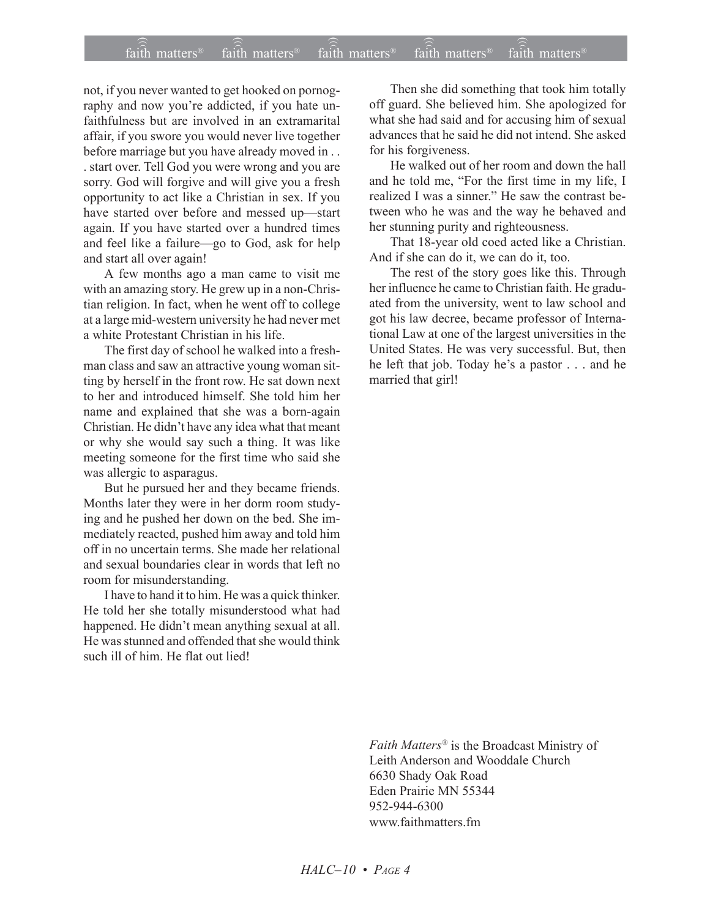not, if you never wanted to get hooked on pornography and now you're addicted, if you hate unfaithfulness but are involved in an extramarital affair, if you swore you would never live together before marriage but you have already moved in . . . start over. Tell God you were wrong and you are sorry. God will forgive and will give you a fresh opportunity to act like a Christian in sex. If you have started over before and messed up—start again. If you have started over a hundred times and feel like a failure—go to God, ask for help and start all over again!

A few months ago a man came to visit me with an amazing story. He grew up in a non-Christian religion. In fact, when he went off to college at a large mid-western university he had never met a white Protestant Christian in his life.

The first day of school he walked into a freshman class and saw an attractive young woman sitting by herself in the front row. He sat down next to her and introduced himself. She told him her name and explained that she was a born-again Christian. He didn't have any idea what that meant or why she would say such a thing. It was like meeting someone for the first time who said she was allergic to asparagus.

But he pursued her and they became friends. Months later they were in her dorm room studying and he pushed her down on the bed. She immediately reacted, pushed him away and told him off in no uncertain terms. She made her relational and sexual boundaries clear in words that left no room for misunderstanding.

I have to hand it to him. He was a quick thinker. He told her she totally misunderstood what had happened. He didn't mean anything sexual at all. He was stunned and offended that she would think such ill of him. He flat out lied!

Then she did something that took him totally off guard. She believed him. She apologized for what she had said and for accusing him of sexual advances that he said he did not intend. She asked for his forgiveness.

He walked out of her room and down the hall and he told me, "For the first time in my life, I realized I was a sinner." He saw the contrast between who he was and the way he behaved and her stunning purity and righteousness.

That 18-year old coed acted like a Christian. And if she can do it, we can do it, too.

The rest of the story goes like this. Through her influence he came to Christian faith. He graduated from the university, went to law school and got his law decree, became professor of International Law at one of the largest universities in the United States. He was very successful. But, then he left that job. Today he's a pastor . . . and he married that girl!

*Faith Matters*® is the Broadcast Ministry of
Leith Anderson and Wooddale Church
6630 Shady Oak Road
Eden Prairie MN 55344
952-944-6300
www.faithmatters.fm